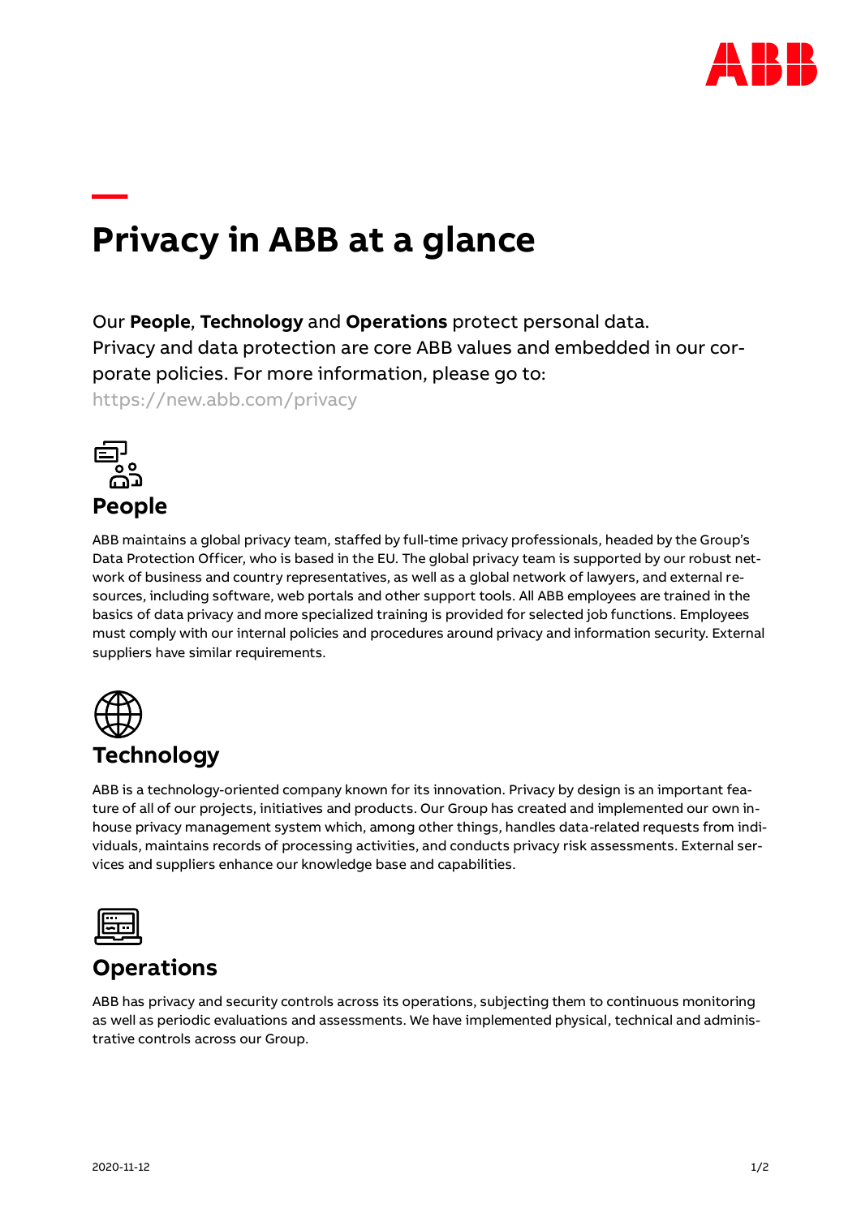# Privacy in ABB at a glance

Our **People**, **Technology** and **Operations** protect personal data. Privacy and data protection are core ABB values and embedded in our corporate policies. For more information, please go to: https://new.abb.com/privacy

## People

ABB maintains a global privacy team, staffed by full-time privacy professionals, headed by the Group's Data Protection Officer, who is based in the EU. The global privacy team is supported by our robust network of business and country representatives, as well as a global network of lawyers, and external resources, including software, web portals and other support tools. All ABB employees are trained in the basics of data privacy and more specialized training is provided for selected job functions. Employees must comply with our internal policies and procedures around privacy and information security. External suppliers have similar requirements.

## Technology

ABB is a technology-oriented company known for its innovation. Privacy by design is an important feature of all of our projects, initiatives and products. Our Group has created and implemented our own in-house privacy management system which, among other things, handles data-related requests from individuals, maintains records of processing activities, and conducts privacy risk assessments. External services and suppliers enhance our knowledge base and capabilities.

## Operations

ABB has privacy and security controls across its operations, subjecting them to continuous monitoring as well as periodic evaluations and assessments. We have implemented physical, technical and administrative controls across our Group.

2020-11-12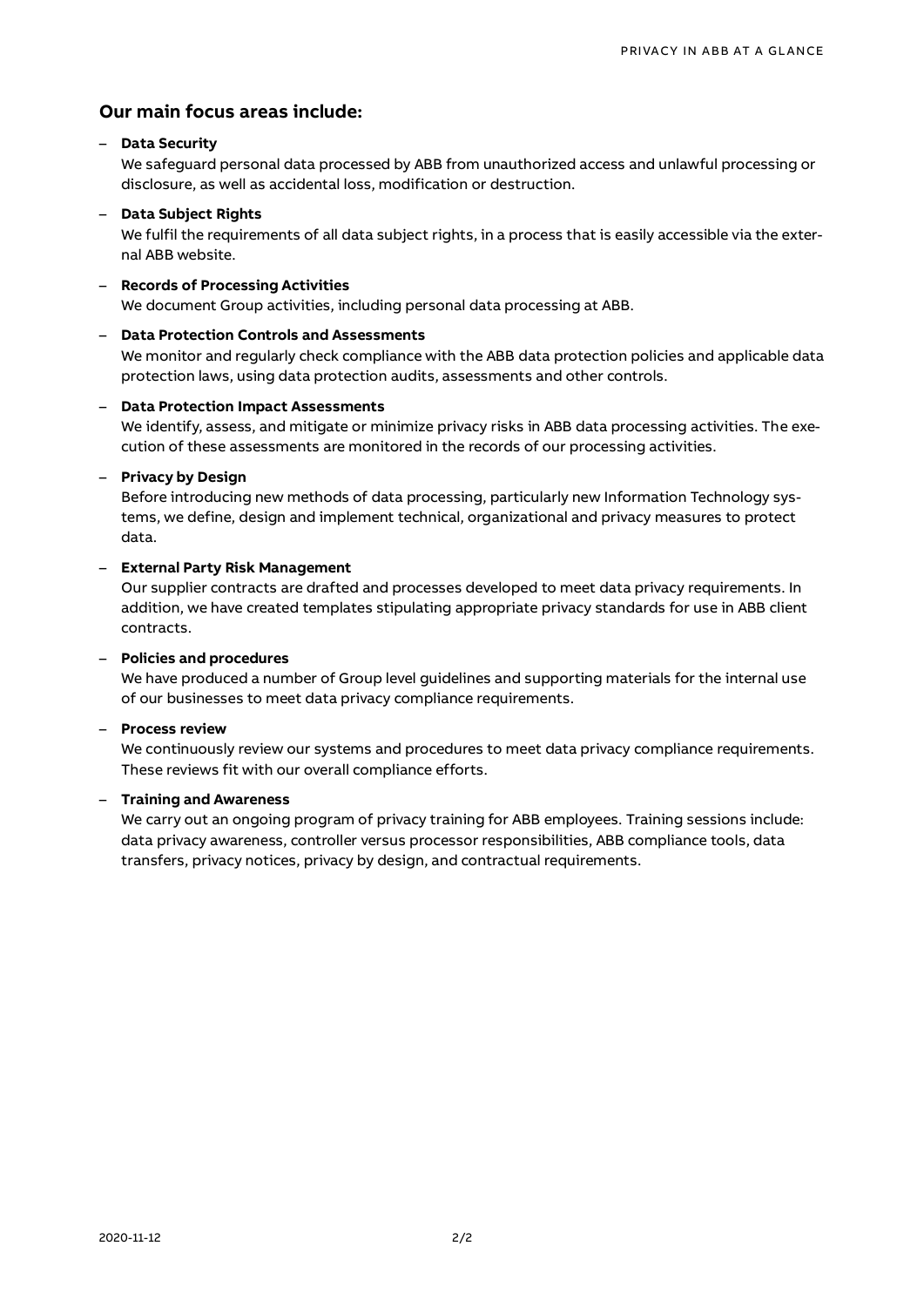## Our main focus areas include:

- **Data Security**
  We safeguard personal data processed by ABB from unauthorized access and unlawful processing or disclosure, as well as accidental loss, modification or destruction.
- **Data Subject Rights**
  We fulfil the requirements of all data subject rights, in a process that is easily accessible via the external ABB website.
- **Records of Processing Activities**
  We document Group activities, including personal data processing at ABB.
- **Data Protection Controls and Assessments**
  We monitor and regularly check compliance with the ABB data protection policies and applicable data protection laws, using data protection audits, assessments and other controls.
- **Data Protection Impact Assessments**
  We identify, assess, and mitigate or minimize privacy risks in ABB data processing activities. The execution of these assessments are monitored in the records of our processing activities.
- **Privacy by Design**
  Before introducing new methods of data processing, particularly new Information Technology systems, we define, design and implement technical, organizational and privacy measures to protect data.
- **External Party Risk Management**
  Our supplier contracts are drafted and processes developed to meet data privacy requirements. In addition, we have created templates stipulating appropriate privacy standards for use in ABB client contracts.
- **Policies and procedures**
  We have produced a number of Group level guidelines and supporting materials for the internal use of our businesses to meet data privacy compliance requirements.
- **Process review**
  We continuously review our systems and procedures to meet data privacy compliance requirements. These reviews fit with our overall compliance efforts.
- **Training and Awareness**
  We carry out an ongoing program of privacy training for ABB employees. Training sessions include: data privacy awareness, controller versus processor responsibilities, ABB compliance tools, data transfers, privacy notices, privacy by design, and contractual requirements.